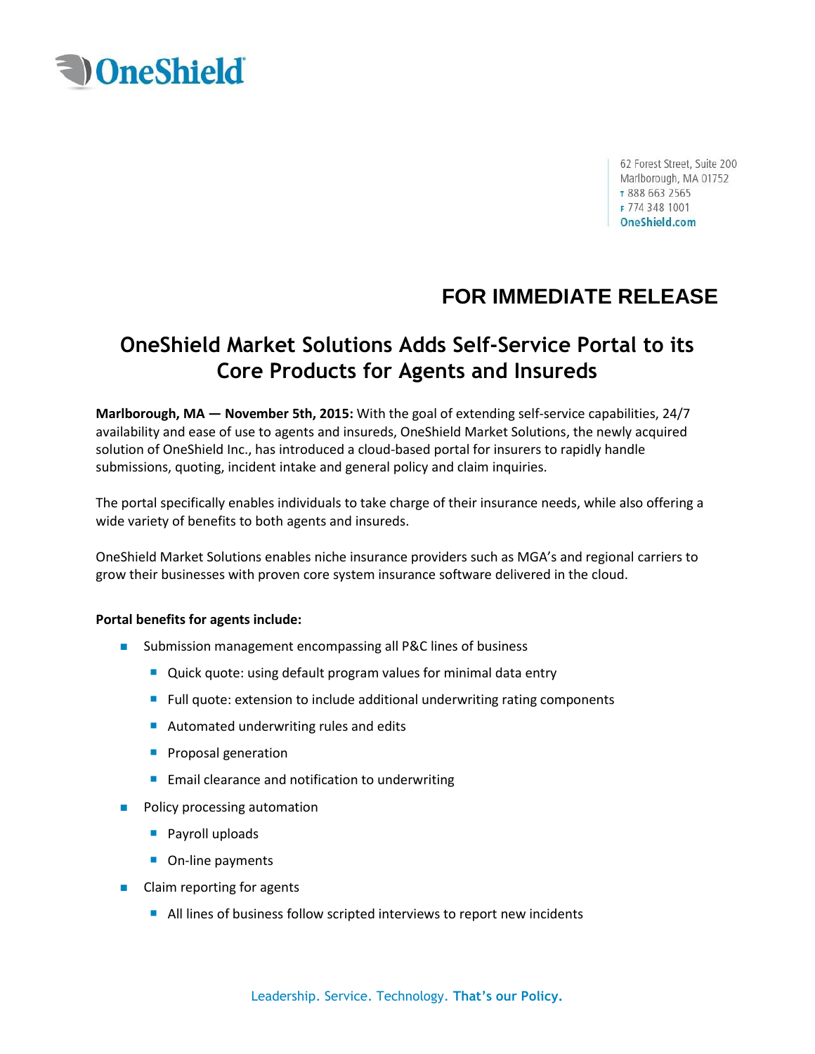62 Forest Street, Suite 200
Marlborough, MA 01752
T 888 663 2565
F 774 348 1001
OneShield.com

**FOR IMMEDIATE RELEASE**

# OneShield Market Solutions Adds Self-Service Portal to its Core Products for Agents and Insureds

**Marlborough, MA — November 5th, 2015:** With the goal of extending self-service capabilities, 24/7 availability and ease of use to agents and insureds, OneShield Market Solutions, the newly acquired solution of OneShield Inc., has introduced a cloud-based portal for insurers to rapidly handle submissions, quoting, incident intake and general policy and claim inquiries.

The portal specifically enables individuals to take charge of their insurance needs, while also offering a wide variety of benefits to both agents and insureds.

OneShield Market Solutions enables niche insurance providers such as MGA's and regional carriers to grow their businesses with proven core system insurance software delivered in the cloud.

**Portal benefits for agents include:**

- Submission management encompassing all P&C lines of business
  - Quick quote: using default program values for minimal data entry
  - Full quote: extension to include additional underwriting rating components
  - Automated underwriting rules and edits
  - Proposal generation
  - Email clearance and notification to underwriting
- Policy processing automation
  - Payroll uploads
  - On-line payments
- Claim reporting for agents
  - All lines of business follow scripted interviews to report new incidents

Leadership. Service. Technology. **That's our Policy.**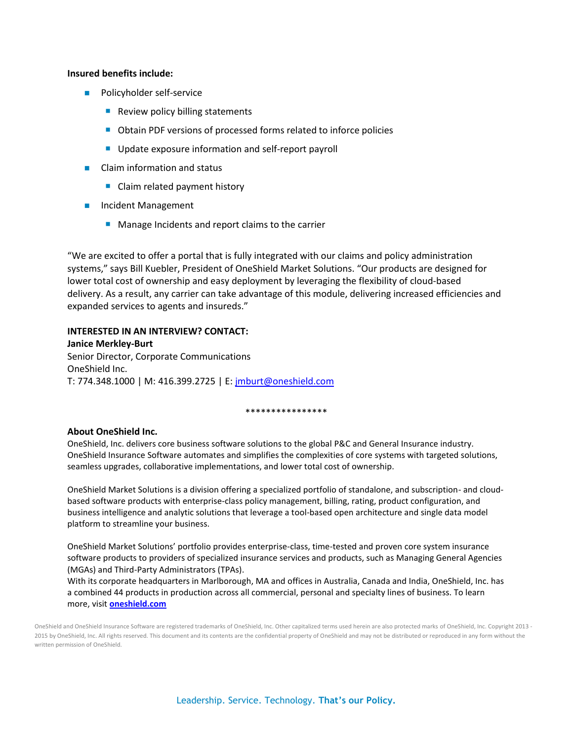**Insured benefits include:**

- Policyholder self-service
  - Review policy billing statements
  - Obtain PDF versions of processed forms related to inforce policies
  - Update exposure information and self-report payroll
- Claim information and status
  - Claim related payment history
- Incident Management
  - Manage Incidents and report claims to the carrier

"We are excited to offer a portal that is fully integrated with our claims and policy administration systems," says Bill Kuebler, President of OneShield Market Solutions. "Our products are designed for lower total cost of ownership and easy deployment by leveraging the flexibility of cloud-based delivery. As a result, any carrier can take advantage of this module, delivering increased efficiencies and expanded services to agents and insureds."

**INTERESTED IN AN INTERVIEW? CONTACT:**
**Janice Merkley-Burt**
Senior Director, Corporate Communications
OneShield Inc.
T: 774.348.1000 | M: 416.399.2725 | E: jmburt@oneshield.com

****************

**About OneShield Inc.**
OneShield, Inc. delivers core business software solutions to the global P&C and General Insurance industry. OneShield Insurance Software automates and simplifies the complexities of core systems with targeted solutions, seamless upgrades, collaborative implementations, and lower total cost of ownership.

OneShield Market Solutions is a division offering a specialized portfolio of standalone, and subscription- and cloud-based software products with enterprise-class policy management, billing, rating, product configuration, and business intelligence and analytic solutions that leverage a tool-based open architecture and single data model platform to streamline your business.

OneShield Market Solutions' portfolio provides enterprise-class, time-tested and proven core system insurance software products to providers of specialized insurance services and products, such as Managing General Agencies (MGAs) and Third-Party Administrators (TPAs).
With its corporate headquarters in Marlborough, MA and offices in Australia, Canada and India, OneShield, Inc. has a combined 44 products in production across all commercial, personal and specialty lines of business. To learn more, visit **oneshield.com**

OneShield and OneShield Insurance Software are registered trademarks of OneShield, Inc. Other capitalized terms used herein are also protected marks of OneShield, Inc. Copyright 2013 - 2015 by OneShield, Inc. All rights reserved. This document and its contents are the confidential property of OneShield and may not be distributed or reproduced in any form without the written permission of OneShield.

Leadership. Service. Technology. **That's our Policy.**